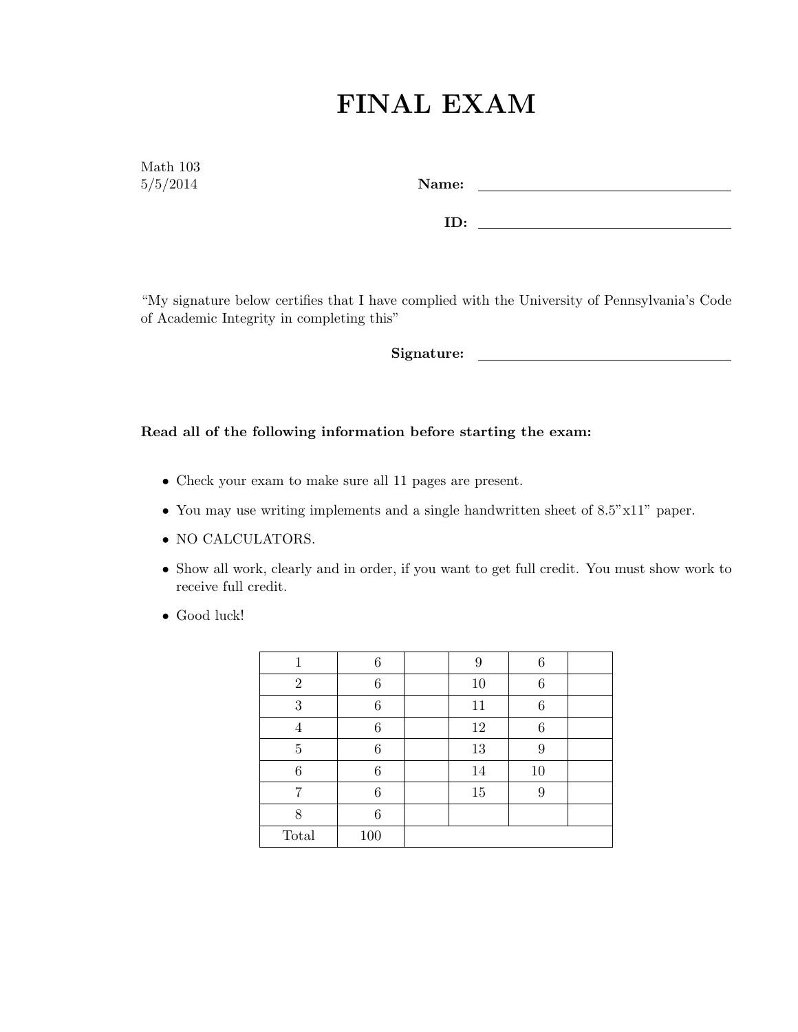# FINAL EXAM

Math 103
5/5/2014

**Name:** ______________________

**ID:** ______________________

"My signature below certifies that I have complied with the University of Pennsylvania's Code of Academic Integrity in completing this"

**Signature:** ______________________

**Read all of the following information before starting the exam:**

- Check your exam to make sure all 11 pages are present.
- You may use writing implements and a single handwritten sheet of 8.5"x11" paper.
- NO CALCULATORS.
- Show all work, clearly and in order, if you want to get full credit. You must show work to receive full credit.
- Good luck!

| | | | | | |
|---|---|---|---|---|---|
| 1 | 6 | | 9 | 6 | |
| 2 | 6 | | 10 | 6 | |
| 3 | 6 | | 11 | 6 | |
| 4 | 6 | | 12 | 6 | |
| 5 | 6 | | 13 | 9 | |
| 6 | 6 | | 14 | 10 | |
| 7 | 6 | | 15 | 9 | |
| 8 | 6 | | | | |
| Total | 100 | | | | |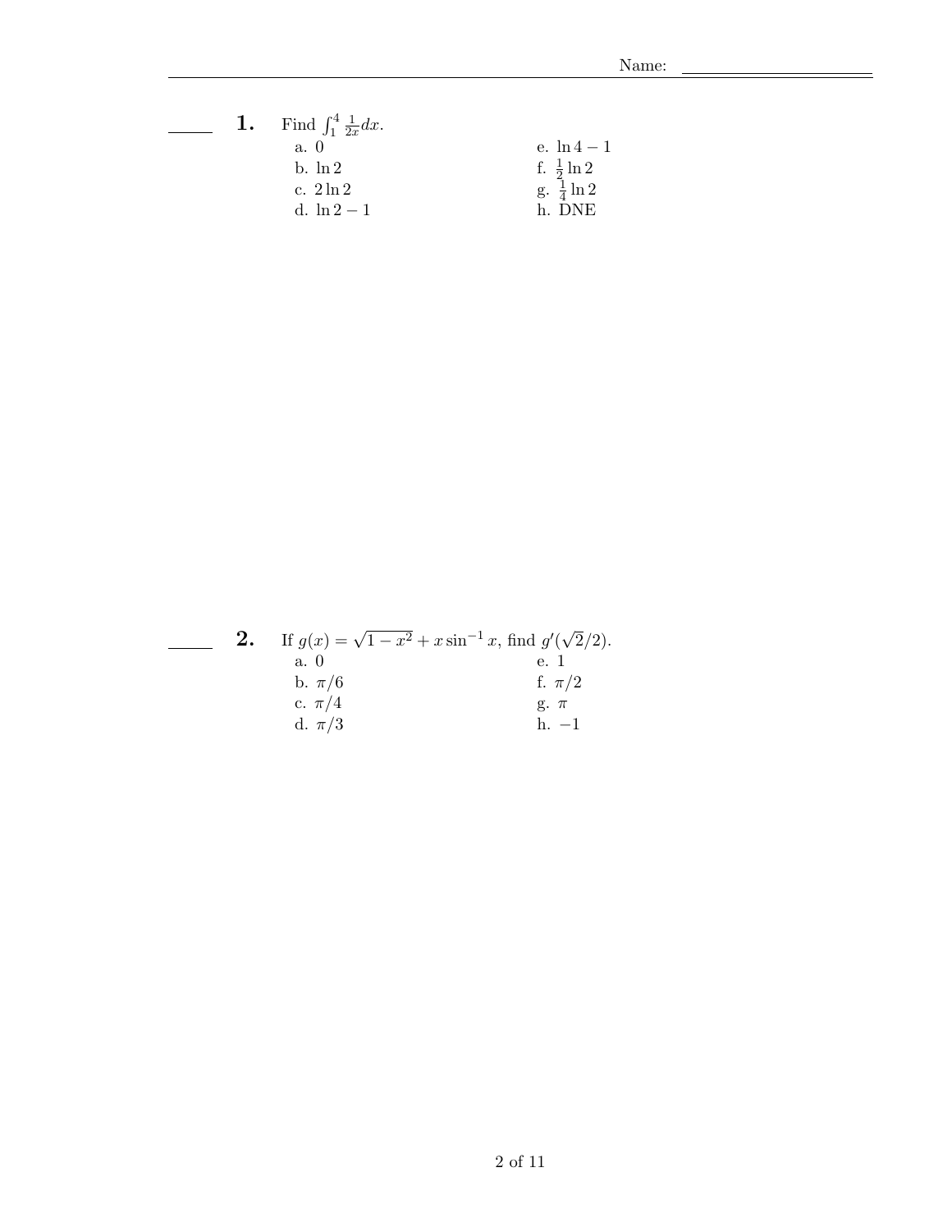Name: ____________________

____ **1.** Find $\int_1^4 \frac{1}{2x} dx$.

a. $0$

b. $\ln 2$

c. $2 \ln 2$

d. $\ln 2 - 1$

e. $\ln 4 - 1$

f. $\frac{1}{2} \ln 2$

g. $\frac{1}{4} \ln 2$

h. DNE

____ **2.** If $g(x) = \sqrt{1 - x^2} + x \sin^{-1} x$, find $g'(\sqrt{2}/2)$.

a. $0$

b. $\pi/6$

c. $\pi/4$

d. $\pi/3$

e. $1$

f. $\pi/2$

g. $\pi$

h. $-1$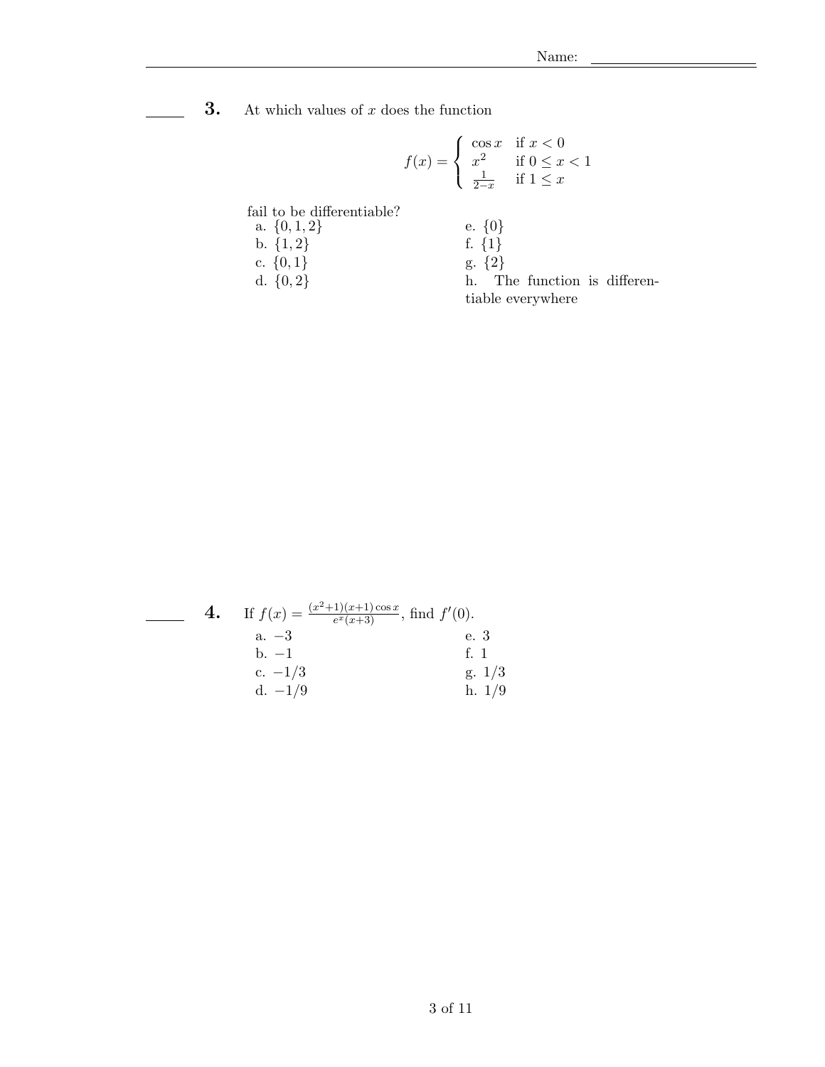Name: \_\_\_\_\_\_\_\_\_\_\_\_\_\_\_\_\_\_\_\_

\_\_\_\_\_ **3.** At which values of $x$ does the function

$$f(x) = \begin{cases} \cos x & \text{if } x < 0 \\ x^2 & \text{if } 0 \le x < 1 \\ \frac{1}{2-x} & \text{if } 1 \le x \end{cases}$$

fail to be differentiable?

a. $\{0, 1, 2\}$

b. $\{1, 2\}$

c. $\{0, 1\}$

d. $\{0, 2\}$

e. $\{0\}$

f. $\{1\}$

g. $\{2\}$

h. The function is differentiable everywhere

\_\_\_\_\_ **4.** If $f(x) = \frac{(x^2+1)(x+1)\cos x}{e^x(x+3)}$, find $f'(0)$.

a. $-3$

b. $-1$

c. $-1/3$

d. $-1/9$

e. $3$

f. $1$

g. $1/3$

h. $1/9$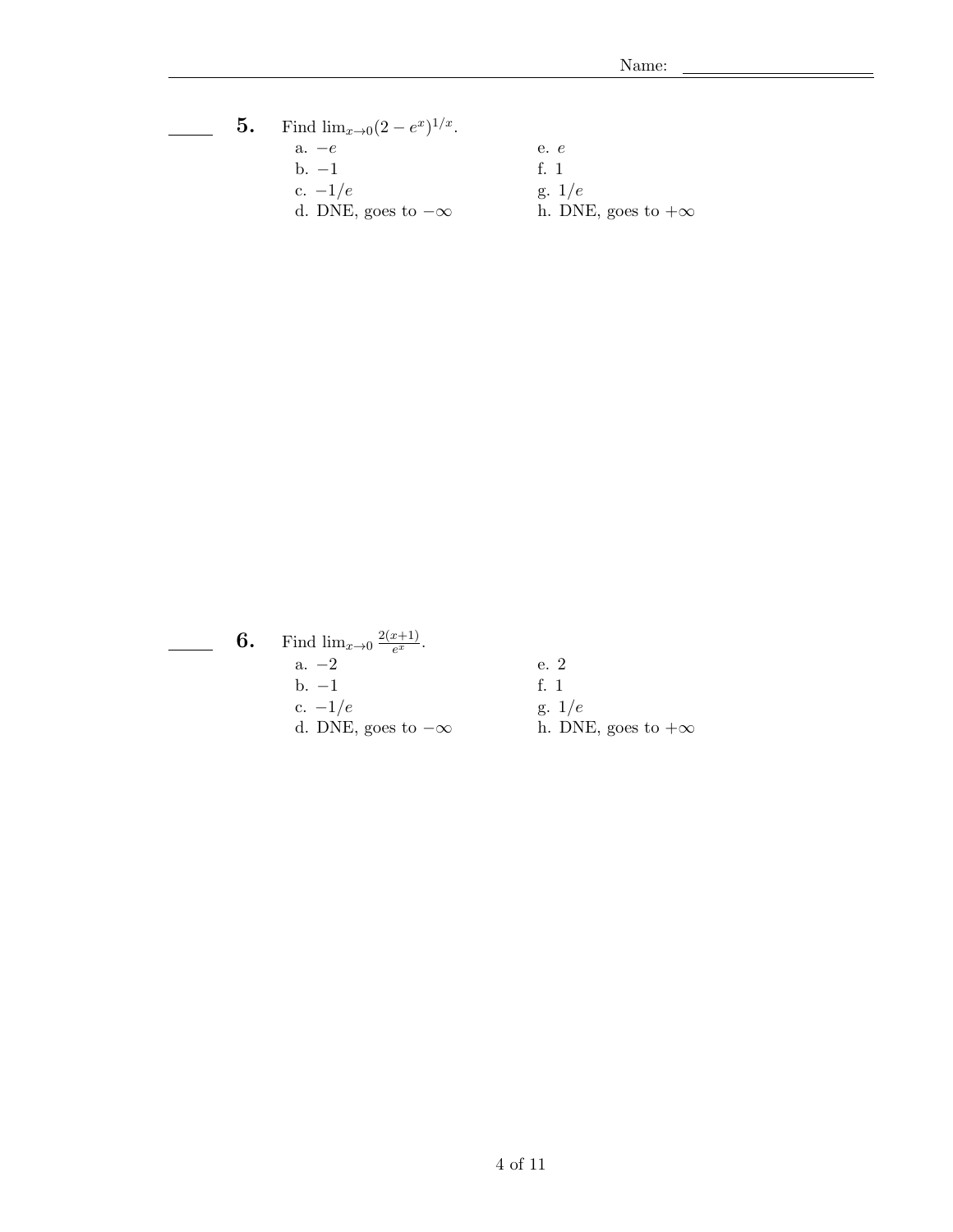Name: \_\_\_\_\_\_\_\_\_\_\_\_\_\_\_\_\_\_\_\_

\_\_\_\_\_ **5.** Find $\lim_{x\to 0}(2-e^x)^{1/x}$.

a. $-e$

b. $-1$

c. $-1/e$

d. DNE, goes to $-\infty$

e. $e$

f. 1

g. $1/e$

h. DNE, goes to $+\infty$

\_\_\_\_\_ **6.** Find $\lim_{x\to 0}\frac{2(x+1)}{e^x}$.

a. $-2$

b. $-1$

c. $-1/e$

d. DNE, goes to $-\infty$

e. 2

f. 1

g. $1/e$

h. DNE, goes to $+\infty$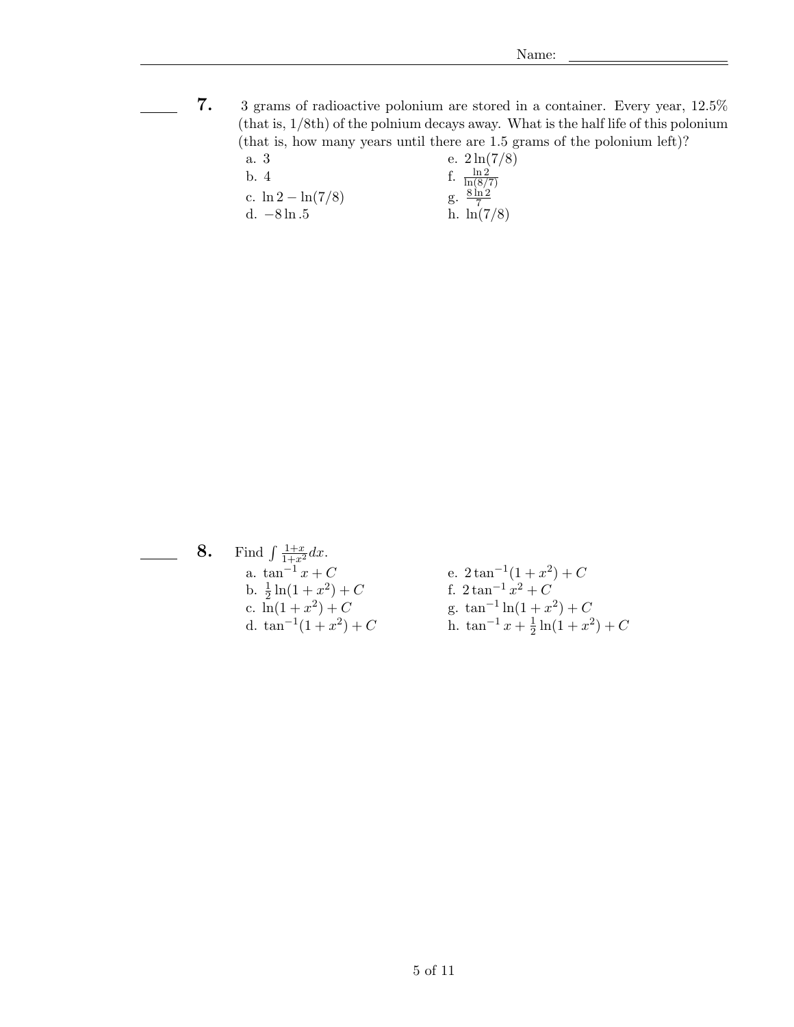Name: ____________________

____ **7.** 3 grams of radioactive polonium are stored in a container. Every year, 12.5% (that is, 1/8th) of the polnium decays away. What is the half life of this polonium (that is, how many years until there are 1.5 grams of the polonium left)?

a. 3

b. 4

c. $\ln 2 - \ln(7/8)$

d. $-8 \ln .5$

e. $2 \ln(7/8)$

f. $\frac{\ln 2}{\ln(8/7)}$

g. $\frac{8 \ln 2}{7}$

h. $\ln(7/8)$

____ **8.** Find $\int \frac{1+x}{1+x^2} dx$.

a. $\tan^{-1} x + C$

b. $\frac{1}{2} \ln(1+x^2) + C$

c. $\ln(1+x^2) + C$

d. $\tan^{-1}(1+x^2) + C$

e. $2 \tan^{-1}(1+x^2) + C$

f. $2 \tan^{-1} x^2 + C$

g. $\tan^{-1} \ln(1+x^2) + C$

h. $\tan^{-1} x + \frac{1}{2} \ln(1+x^2) + C$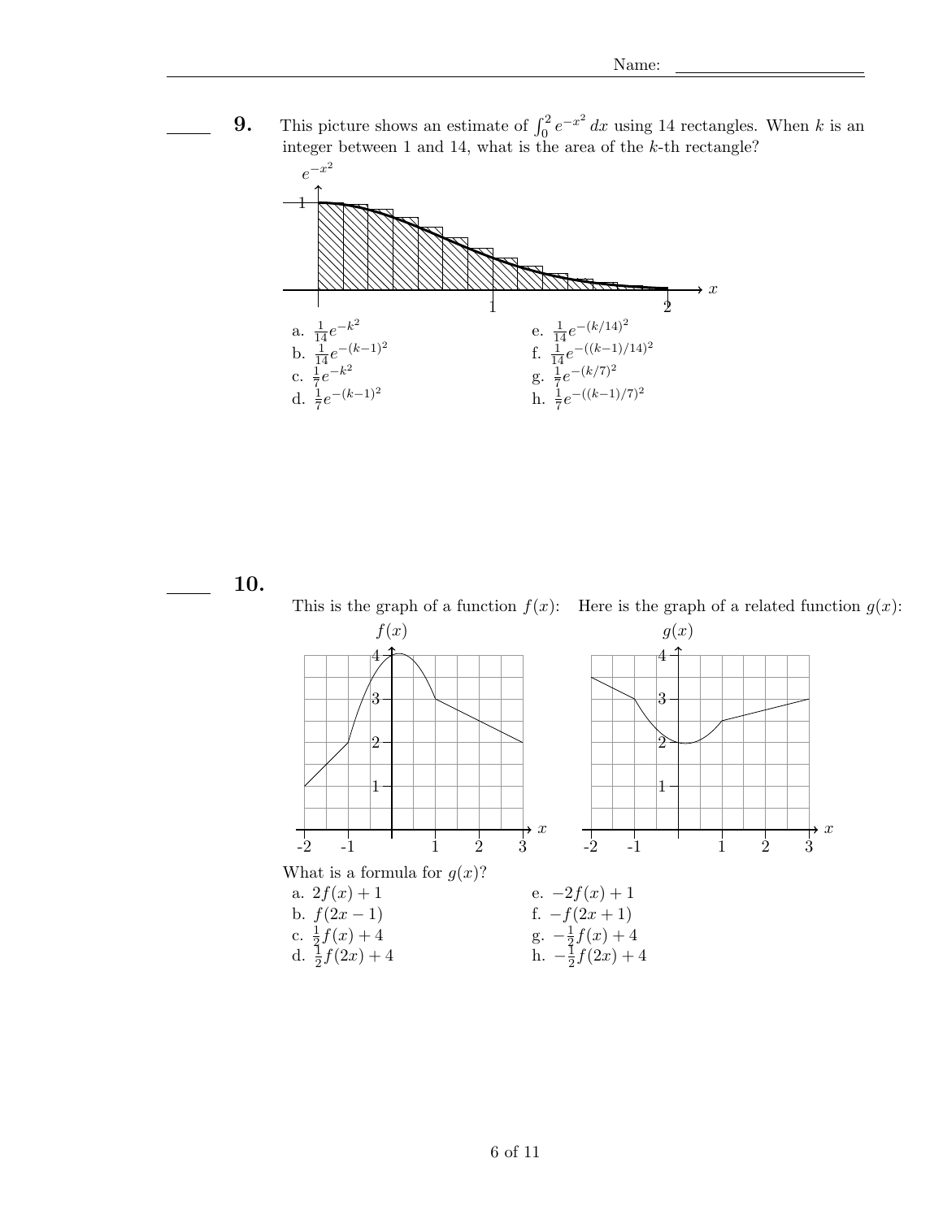Name: ____________________

____ **9.** This picture shows an estimate of $\int_0^2 e^{-x^2}\,dx$ using 14 rectangles. When $k$ is an integer between 1 and 14, what is the area of the $k$-th rectangle?

a. $\frac{1}{14}e^{-k^2}$

b. $\frac{1}{14}e^{-(k-1)^2}$

c. $\frac{1}{7}e^{-k^2}$

d. $\frac{1}{7}e^{-(k-1)^2}$

e. $\frac{1}{14}e^{-(k/14)^2}$

f. $\frac{1}{14}e^{-((k-1)/14)^2}$

g. $\frac{1}{7}e^{-(k/7)^2}$

h. $\frac{1}{7}e^{-((k-1)/7)^2}$

____ **10.**

This is the graph of a function $f(x)$: Here is the graph of a related function $g(x)$:

What is a formula for $g(x)$?

a. $2f(x) + 1$

b. $f(2x - 1)$

c. $\frac{1}{2}f(x) + 4$

d. $\frac{1}{2}f(2x) + 4$

e. $-2f(x) + 1$

f. $-f(2x + 1)$

g. $-\frac{1}{2}f(x) + 4$

h. $-\frac{1}{2}f(2x) + 4$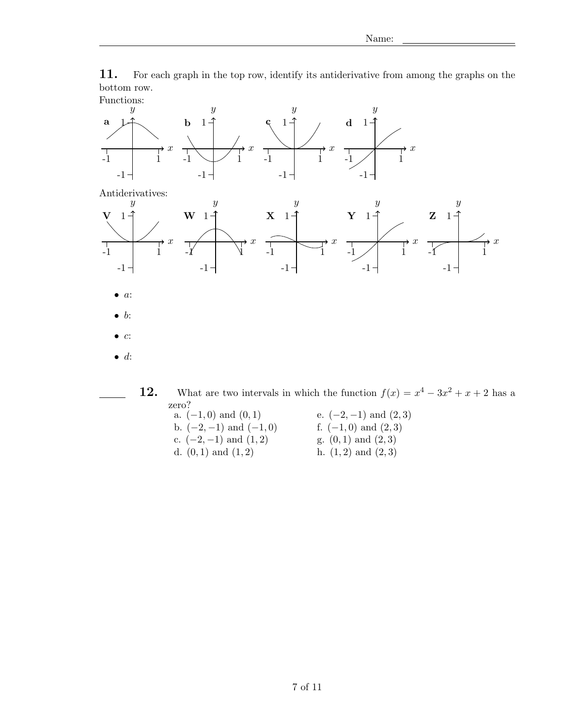**11.** For each graph in the top row, identify its antiderivative from among the graphs on the bottom row.

Functions:

**a** **b** **c** **d**

Antiderivatives:

**V** **W** **X** **Y** **Z**

- *a*:
- *b*:
- *c*:
- *d*:

_____ **12.** What are two intervals in which the function $f(x) = x^4 - 3x^2 + x + 2$ has a zero?

a. $(-1, 0)$ and $(0, 1)$
b. $(-2, -1)$ and $(-1, 0)$
c. $(-2, -1)$ and $(1, 2)$
d. $(0, 1)$ and $(1, 2)$
e. $(-2, -1)$ and $(2, 3)$
f. $(-1, 0)$ and $(2, 3)$
g. $(0, 1)$ and $(2, 3)$
h. $(1, 2)$ and $(2, 3)$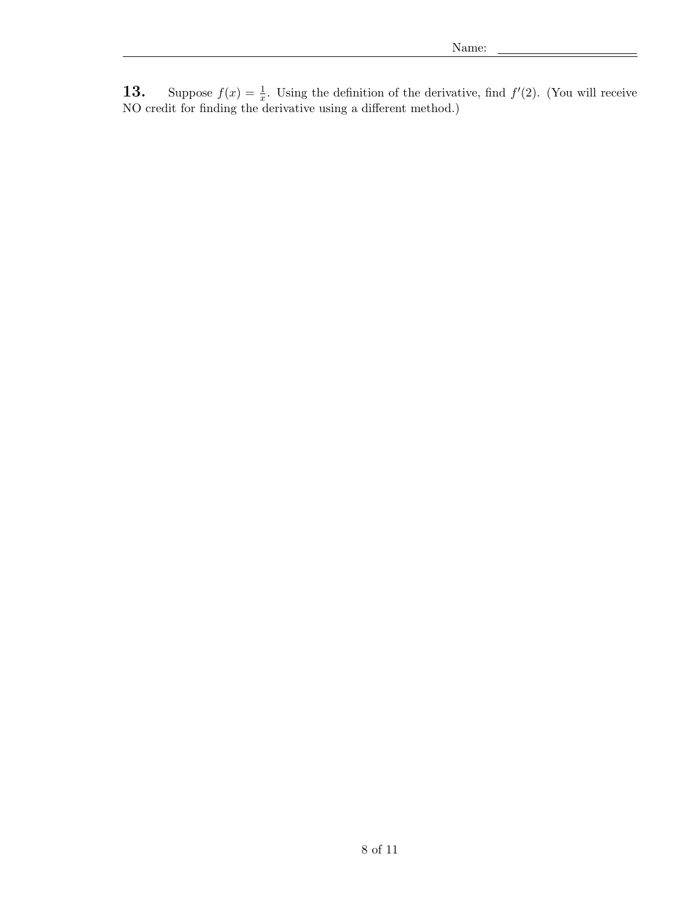**13.** Suppose $f(x) = \frac{1}{x}$. Using the definition of the derivative, find $f'(2)$. (You will receive NO credit for finding the derivative using a different method.)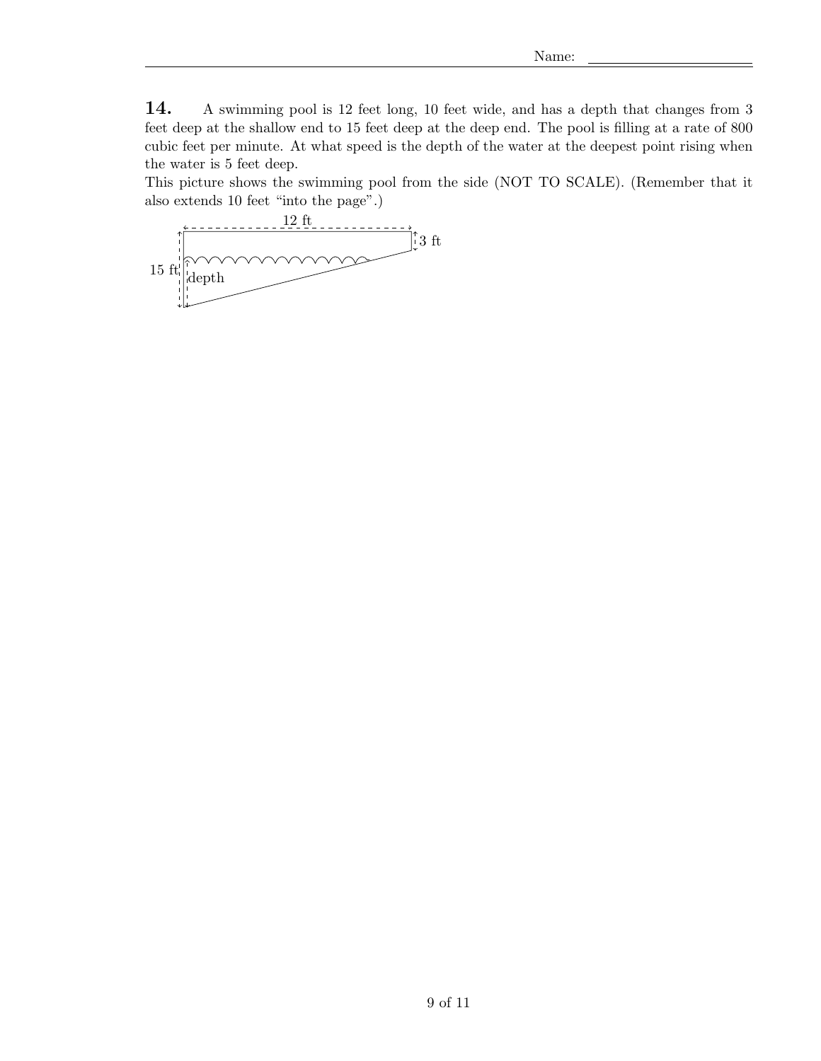**14.** A swimming pool is 12 feet long, 10 feet wide, and has a depth that changes from 3 feet deep at the shallow end to 15 feet deep at the deep end. The pool is filling at a rate of 800 cubic feet per minute. At what speed is the depth of the water at the deepest point rising when the water is 5 feet deep.

This picture shows the swimming pool from the side (NOT TO SCALE). (Remember that it also extends 10 feet "into the page".)

12 ft

3 ft

15 ft

depth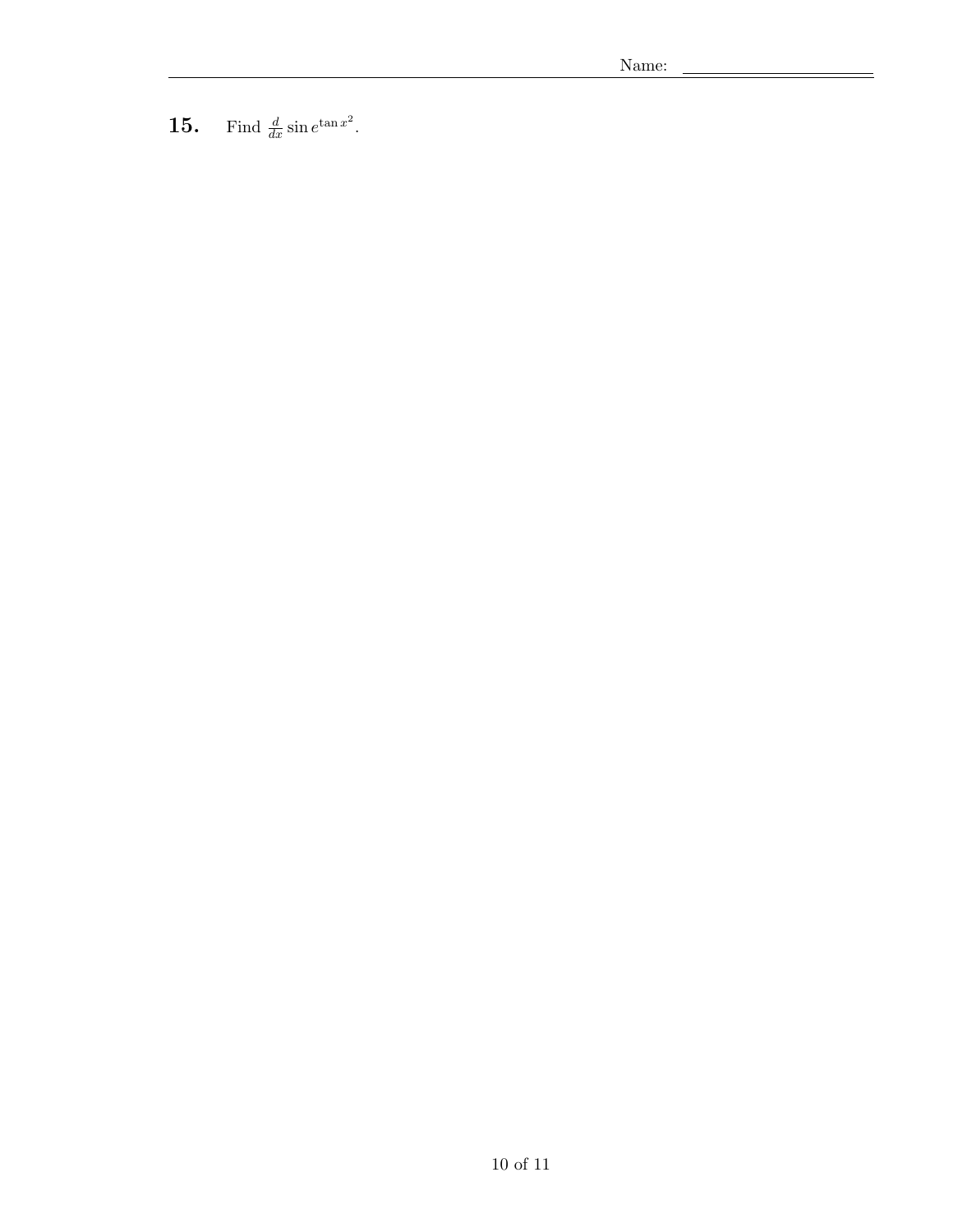Name: 

**15.** Find $\frac{d}{dx} \sin e^{\tan x^2}$.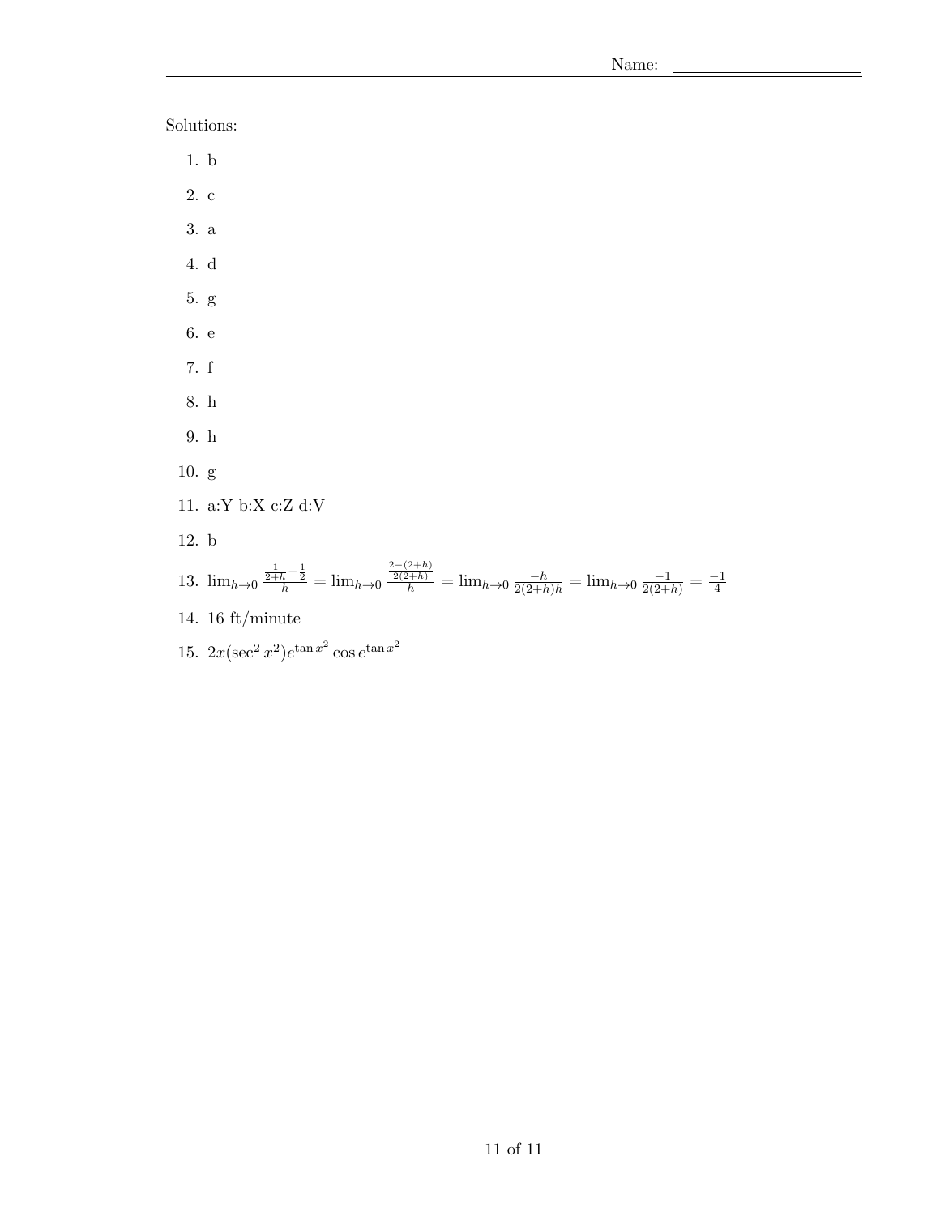Name: ____________________

Solutions:

1. b
2. c
3. a
4. d
5. g
6. e
7. f
8. h
9. h
10. g
11. a:Y b:X c:Z d:V
12. b
13. $\lim_{h \to 0} \frac{\frac{1}{2+h} - \frac{1}{2}}{h} = \lim_{h \to 0} \frac{\frac{2-(2+h)}{2(2+h)}}{h} = \lim_{h \to 0} \frac{-h}{2(2+h)h} = \lim_{h \to 0} \frac{-1}{2(2+h)} = \frac{-1}{4}$
14. 16 ft/minute
15. $2x(\sec^2 x^2)e^{\tan x^2} \cos e^{\tan x^2}$